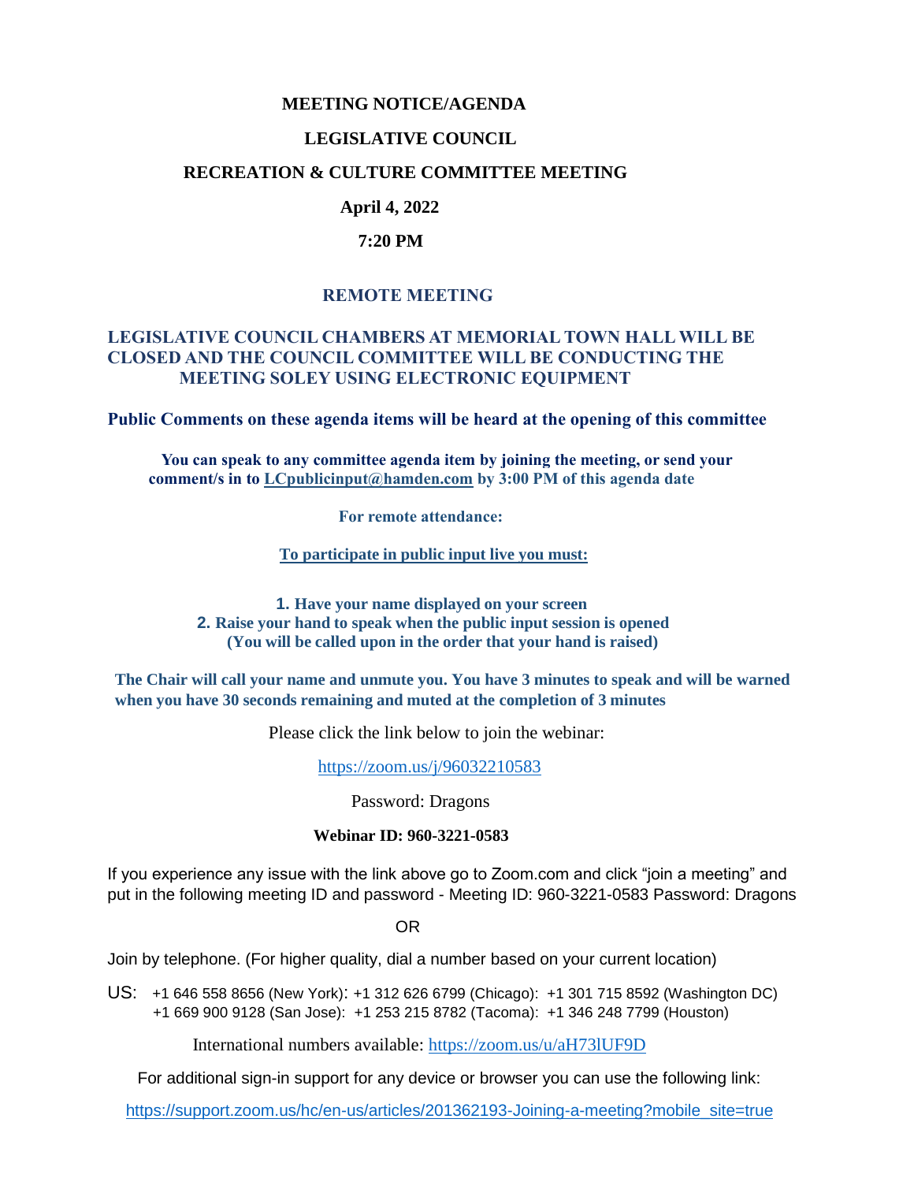# MEETING NOTICE/AGENDA

## LEGISLATIVE COUNCIL

## RECREATION & CULTURE COMMITTEE MEETING

**April 4, 2022**

**7:20 PM**

### REMOTE MEETING

**LEGISLATIVE COUNCIL CHAMBERS AT MEMORIAL TOWN HALL WILL BE CLOSED AND THE COUNCIL COMMITTEE WILL BE CONDUCTING THE MEETING SOLEY USING ELECTRONIC EQUIPMENT**

**Public Comments on these agenda items will be heard at the opening of this committee**

**You can speak to any committee agenda item by joining the meeting, or send your comment/s in to LCpublicinput@hamden.com by 3:00 PM of this agenda date**

**For remote attendance:**

**To participate in public input live you must:**

1. **Have your name displayed on your screen**
2. **Raise your hand to speak when the public input session is opened (You will be called upon in the order that your hand is raised)**

**The Chair will call your name and unmute you. You have 3 minutes to speak and will be warned when you have 30 seconds remaining and muted at the completion of 3 minutes**

Please click the link below to join the webinar:

https://zoom.us/j/96032210583

Password: Dragons

**Webinar ID: 960-3221-0583**

If you experience any issue with the link above go to Zoom.com and click "join a meeting" and put in the following meeting ID and password - Meeting ID: 960-3221-0583 Password: Dragons

OR

Join by telephone. (For higher quality, dial a number based on your current location)

US: +1 646 558 8656 (New York): +1 312 626 6799 (Chicago): +1 301 715 8592 (Washington DC) +1 669 900 9128 (San Jose): +1 253 215 8782 (Tacoma): +1 346 248 7799 (Houston)

International numbers available: https://zoom.us/u/aH73lUF9D

For additional sign-in support for any device or browser you can use the following link:

https://support.zoom.us/hc/en-us/articles/201362193-Joining-a-meeting?mobile_site=true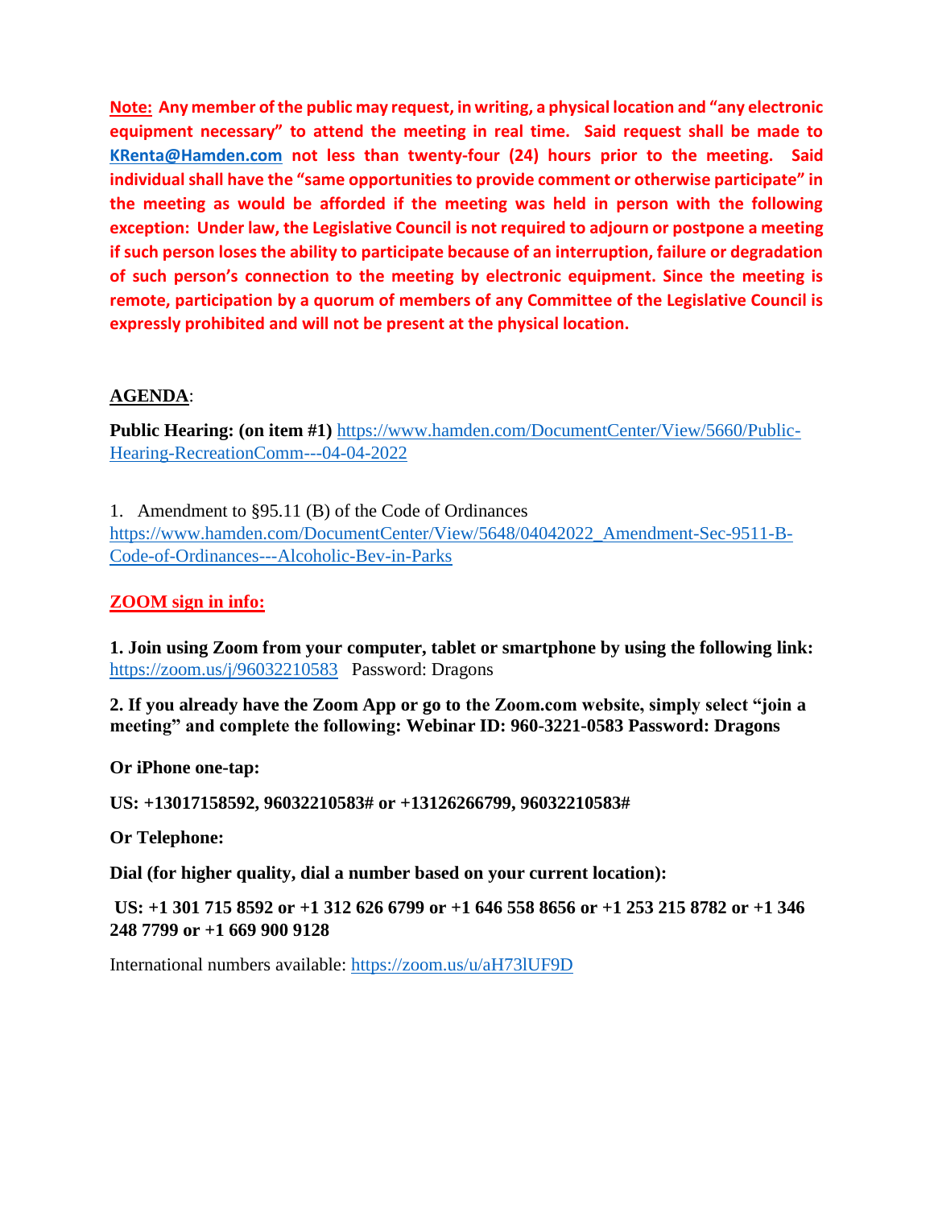**Note: Any member of the public may request, in writing, a physical location and "any electronic equipment necessary" to attend the meeting in real time. Said request shall be made to KRenta@Hamden.com not less than twenty-four (24) hours prior to the meeting. Said individual shall have the "same opportunities to provide comment or otherwise participate" in the meeting as would be afforded if the meeting was held in person with the following exception: Under law, the Legislative Council is not required to adjourn or postpone a meeting if such person loses the ability to participate because of an interruption, failure or degradation of such person's connection to the meeting by electronic equipment. Since the meeting is remote, participation by a quorum of members of any Committee of the Legislative Council is expressly prohibited and will not be present at the physical location.**

**AGENDA**:

**Public Hearing: (on item #1)** https://www.hamden.com/DocumentCenter/View/5660/Public-Hearing-RecreationComm---04-04-2022

1. Amendment to §95.11 (B) of the Code of Ordinances https://www.hamden.com/DocumentCenter/View/5648/04042022_Amendment-Sec-9511-B-Code-of-Ordinances---Alcoholic-Bev-in-Parks

**ZOOM sign in info:**

**1. Join using Zoom from your computer, tablet or smartphone by using the following link:** https://zoom.us/j/96032210583 Password: Dragons

**2. If you already have the Zoom App or go to the Zoom.com website, simply select "join a meeting" and complete the following: Webinar ID: 960-3221-0583 Password: Dragons**

**Or iPhone one-tap:**

**US: +13017158592, 96032210583# or +13126266799, 96032210583#**

**Or Telephone:**

**Dial (for higher quality, dial a number based on your current location):**

**US: +1 301 715 8592 or +1 312 626 6799 or +1 646 558 8656 or +1 253 215 8782 or +1 346 248 7799 or +1 669 900 9128**

International numbers available: https://zoom.us/u/aH73lUF9D